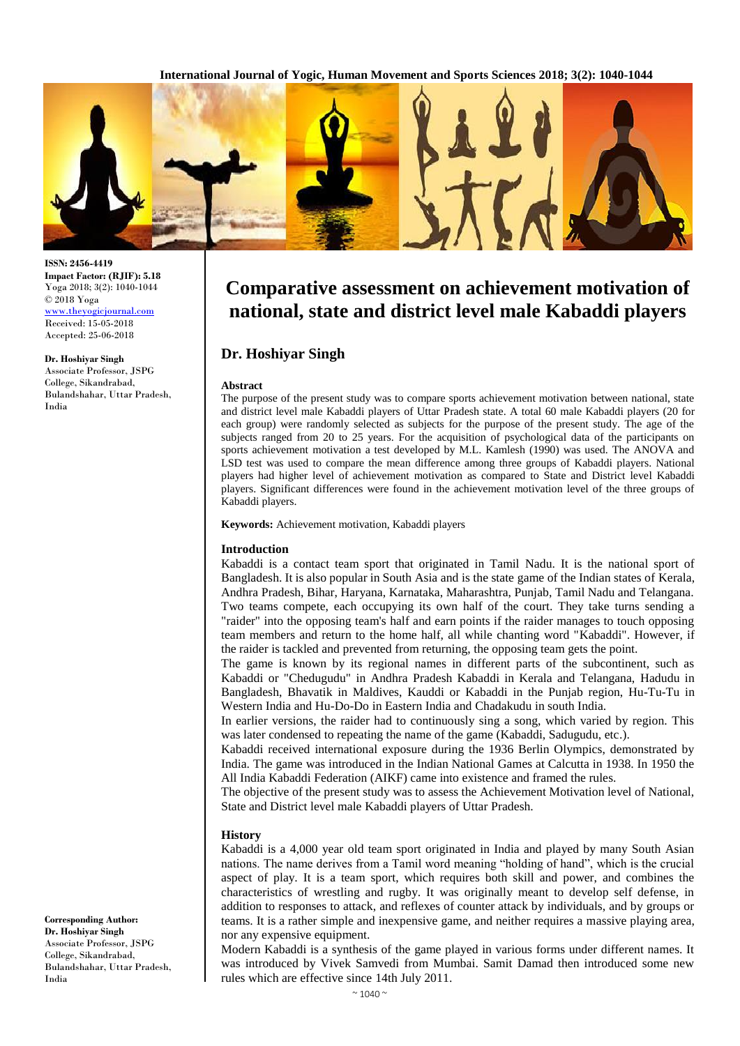**ISSN: 2456-4419**
**Impact Factor: (RJIF): 5.18**
Yoga 2018; 3(2): 1040-1044
© 2018 Yoga
www.theyogicjournal.com
Received: 15-05-2018
Accepted: 25-06-2018

**Dr. Hoshiyar Singh**
Associate Professor, JSPG College, Sikandrabad, Bulandshahar, Uttar Pradesh, India

**Corresponding Author:**
**Dr. Hoshiyar Singh**
Associate Professor, JSPG College, Sikandrabad, Bulandshahar, Uttar Pradesh, India

# Comparative assessment on achievement motivation of national, state and district level male Kabaddi players

## Dr. Hoshiyar Singh

### Abstract

The purpose of the present study was to compare sports achievement motivation between national, state and the district level male Kabaddi players of Uttar Pradesh state. A total 60 male Kabaddi players (20 for each group) were randomly selected as subjects for the purpose of the present study. The age of the subjects ranged from 20 to 25 years. For the acquisition of psychological data of the participants on sports achievement motivation a test developed by M.L. Kamlesh (1990) was used. The ANOVA and LSD test was used to compare the mean difference among three groups of Kabaddi players. National players had higher level of achievement motivation as compared to State and District level Kabaddi players. Significant differences were found in the achievement motivation level of the three groups of Kabaddi players.

**Keywords:** Achievement motivation, Kabaddi players

### Introduction

Kabaddi is a contact team sport that originated in Tamil Nadu. It is the national sport of Bangladesh. It is also popular in South Asia and is the state game of the Indian states of Kerala, Andhra Pradesh, Bihar, Haryana, Karnataka, Maharashtra, Punjab, Tamil Nadu and Telangana. Two teams compete, each occupying its own half of the court. They take turns sending a "raider" into the opposing team's half and earn points if the raider manages to touch opposing team members and return to the home half, all while chanting word "Kabaddi". However, if the raider is tackled and prevented from returning, the opposing team gets the point.

The game is known by its regional names in different parts of the subcontinent, such as Kabaddi or "Chedugudu" in Andhra Pradesh Kabaddi in Kerala and Telangana, Hadudu in Bangladesh, Bhavatik in Maldives, Kauddi or Kabaddi in the Punjab region, Hu-Tu-Tu in Western India and Hu-Do-Do in Eastern India and Chadakudu in south India.

In earlier versions, the raider had to continuously sing a song, which varied by region. This was later condensed to repeating the name of the game (Kabaddi, Sadugudu, etc.).

Kabaddi received international exposure during the 1936 Berlin Olympics, demonstrated by India. The game was introduced in the Indian National Games at Calcutta in 1938. In 1950 the All India Kabaddi Federation (AIKF) came into existence and framed the rules.

The objective of the present study was to assess the Achievement Motivation level of National, State and District level male Kabaddi players of Uttar Pradesh.

### History

Kabaddi is a 4,000 year old team sport originated in India and played by many South Asian nations. The name derives from a Tamil word meaning "holding of hand", which is the crucial aspect of play. It is a team sport, which requires both skill and power, and combines the characteristics of wrestling and rugby. It was originally meant to develop self defense, in addition to responses to attack, and reflexes of counter attack by individuals, and by groups or teams. It is a rather simple and inexpensive game, and neither requires a massive playing area, nor any expensive equipment.

Modern Kabaddi is a synthesis of the game played in various forms under different names. It was introduced by Vivek Samvedi from Mumbai. Samit Damad then introduced some new rules which are effective since 14th July 2011.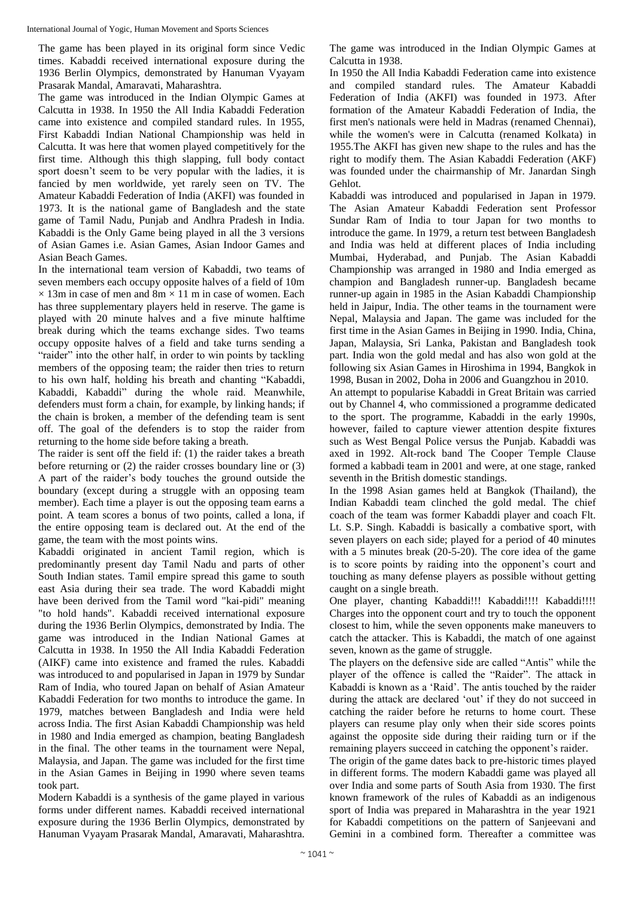The game has been played in its original form since Vedic times. Kabaddi received international exposure during the 1936 Berlin Olympics, demonstrated by Hanuman Vyayam Prasarak Mandal, Amaravati, Maharashtra.

The game was introduced in the Indian Olympic Games at Calcutta in 1938. In 1950 the All India Kabaddi Federation came into existence and compiled standard rules. In 1955, First Kabaddi Indian National Championship was held in Calcutta. It was here that women played competitively for the first time. Although this thigh slapping, full body contact sport doesn't seem to be very popular with the ladies, it is fancied by men worldwide, yet rarely seen on TV. The Amateur Kabaddi Federation of India (AKFI) was founded in 1973. It is the national game of Bangladesh and the state game of Tamil Nadu, Punjab and Andhra Pradesh in India. Kabaddi is the Only Game being played in all the 3 versions of Asian Games i.e. Asian Games, Asian Indoor Games and Asian Beach Games.

In the international team version of Kabaddi, two teams of seven members each occupy opposite halves of a field of 10m × 13m in case of men and 8m × 11 m in case of women. Each has three supplementary players held in reserve. The game is played with 20 minute halves and a five minute halftime break during which the teams exchange sides. Two teams occupy opposite halves of a field and take turns sending a "raider" into the other half, in order to win points by tackling members of the opposing team; the raider then tries to return to his own half, holding his breath and chanting "Kabaddi, Kabaddi, Kabaddi" during the whole raid. Meanwhile, defenders must form a chain, for example, by linking hands; if the chain is broken, a member of the defending team is sent off. The goal of the defenders is to stop the raider from returning to the home side before taking a breath.

The raider is sent off the field if: (1) the raider takes a breath before returning or (2) the raider crosses boundary line or (3) A part of the raider's body touches the ground outside the boundary (except during a struggle with an opposing team member). Each time a player is out the opposing team earns a point. A team scores a bonus of two points, called a lona, if the entire opposing team is declared out. At the end of the game, the team with the most points wins.

Kabaddi originated in ancient Tamil region, which is predominantly present day Tamil Nadu and parts of other South Indian states. Tamil empire spread this game to south east Asia during their sea trade. The word Kabaddi might have been derived from the Tamil word "kai-pidi" meaning "to hold hands". Kabaddi received international exposure during the 1936 Berlin Olympics, demonstrated by India. The game was introduced in the Indian National Games at Calcutta in 1938. In 1950 the All India Kabaddi Federation (AIKF) came into existence and framed the rules. Kabaddi was introduced to and popularised in Japan in 1979 by Sundar Ram of India, who toured Japan on behalf of Asian Amateur Kabaddi Federation for two months to introduce the game. In 1979, matches between Bangladesh and India were held across India. The first Asian Kabaddi Championship was held in 1980 and India emerged as champion, beating Bangladesh in the final. The other teams in the tournament were Nepal, Malaysia, and Japan. The game was included for the first time in the Asian Games in Beijing in 1990 where seven teams took part.

Modern Kabaddi is a synthesis of the game played in various forms under different names. Kabaddi received international exposure during the 1936 Berlin Olympics, demonstrated by Hanuman Vyayam Prasarak Mandal, Amaravati, Maharashtra. The game was introduced in the Indian Olympic Games at Calcutta in 1938.

In 1950 the All India Kabaddi Federation came into existence and compiled standard rules. The Amateur Kabaddi Federation of India (AKFI) was founded in 1973. After formation of the Amateur Kabaddi Federation of India, the first men's nationals were held in Madras (renamed Chennai), while the women's were in Calcutta (renamed Kolkata) in 1955.The AKFI has given new shape to the rules and has the right to modify them. The Asian Kabaddi Federation (AKF) was founded under the chairmanship of Mr. Janardan Singh Gehlot.

Kabaddi was introduced and popularised in Japan in 1979. The Asian Amateur Kabaddi Federation sent Professor Sundar Ram of India to tour Japan for two months to introduce the game. In 1979, a return test between Bangladesh and India was held at different places of India including Mumbai, Hyderabad, and Punjab. The Asian Kabaddi Championship was arranged in 1980 and India emerged as champion and Bangladesh runner-up. Bangladesh became runner-up again in 1985 in the Asian Kabaddi Championship held in Jaipur, India. The other teams in the tournament were Nepal, Malaysia and Japan. The game was included for the first time in the Asian Games in Beijing in 1990. India, China, Japan, Malaysia, Sri Lanka, Pakistan and Bangladesh took part. India won the gold medal and has also won gold at the following six Asian Games in Hiroshima in 1994, Bangkok in 1998, Busan in 2002, Doha in 2006 and Guangzhou in 2010.

An attempt to popularise Kabaddi in Great Britain was carried out by Channel 4, who commissioned a programme dedicated to the sport. The programme, Kabaddi in the early 1990s, however, failed to capture viewer attention despite fixtures such as West Bengal Police versus the Punjab. Kabaddi was axed in 1992. Alt-rock band The Cooper Temple Clause formed a kabbadi team in 2001 and were, at one stage, ranked seventh in the British domestic standings.

In the 1998 Asian games held at Bangkok (Thailand), the Indian Kabaddi team clinched the gold medal. The chief coach of the team was former Kabaddi player and coach Flt. Lt. S.P. Singh. Kabaddi is basically a combative sport, with seven players on each side; played for a period of 40 minutes with a 5 minutes break (20-5-20). The core idea of the game is to score points by raiding into the opponent's court and touching as many defense players as possible without getting caught on a single breath.

One player, chanting Kabaddi!!! Kabaddi!!!! Kabaddi!!!! Charges into the opponent court and try to touch the opponent closest to him, while the seven opponents make maneuvers to catch the attacker. This is Kabaddi, the match of one against seven, known as the game of struggle.

The players on the defensive side are called "Antis" while the player of the offence is called the "Raider". The attack in Kabaddi is known as a 'Raid'. The antis touched by the raider during the attack are declared 'out' if they do not succeed in catching the raider before he returns to home court. These players can resume play only when their side scores points against the opposite side during their raiding turn or if the remaining players succeed in catching the opponent's raider.

The origin of the game dates back to pre-historic times played in different forms. The modern Kabaddi game was played all over India and some parts of South Asia from 1930. The first known framework of the rules of Kabaddi as an indigenous sport of India was prepared in Maharashtra in the year 1921 for Kabaddi competitions on the pattern of Sanjeevani and Gemini in a combined form. Thereafter a committee was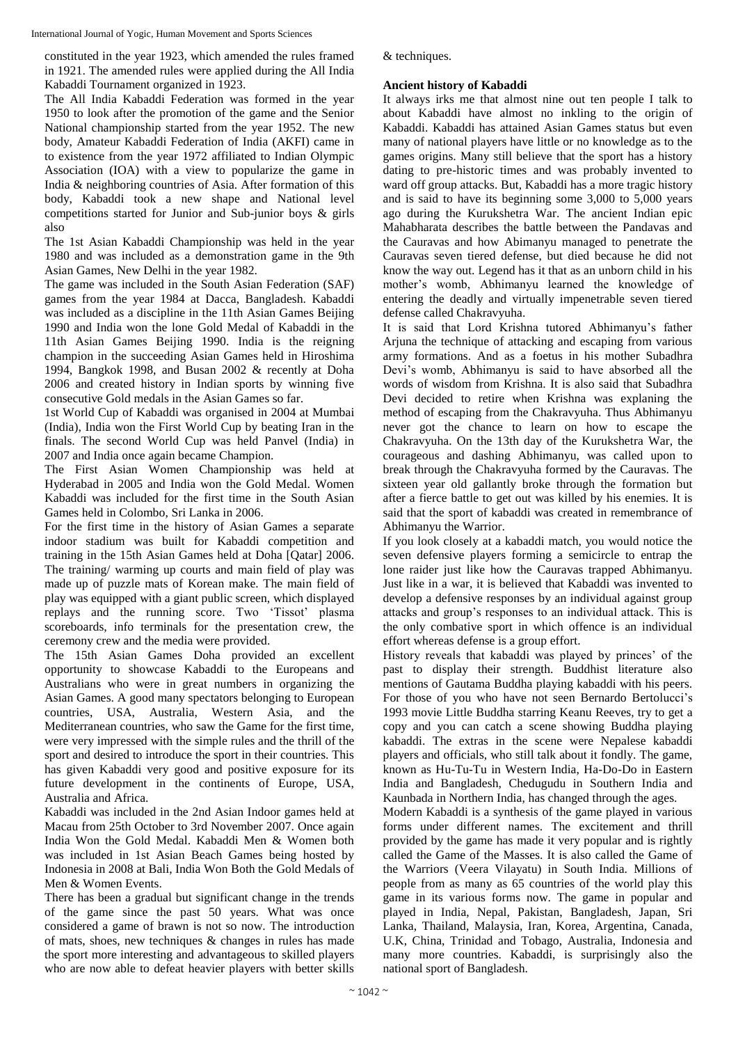constituted in the year 1923, which amended the rules framed in 1921. The amended rules were applied during the All India Kabaddi Tournament organized in 1923.

The All India Kabaddi Federation was formed in the year 1950 to look after the promotion of the game and the Senior National championship started from the year 1952. The new body, Amateur Kabaddi Federation of India (AKFI) came in to existence from the year 1972 affiliated to Indian Olympic Association (IOA) with a view to popularize the game in India & neighboring countries of Asia. After formation of this body, Kabaddi took a new shape and National level competitions started for Junior and Sub-junior boys & girls also

The 1st Asian Kabaddi Championship was held in the year 1980 and was included as a demonstration game in the 9th Asian Games, New Delhi in the year 1982.

The game was included in the South Asian Federation (SAF) games from the year 1984 at Dacca, Bangladesh. Kabaddi was included as a discipline in the 11th Asian Games Beijing 1990 and India won the lone Gold Medal of Kabaddi in the 11th Asian Games Beijing 1990. India is the reigning champion in the succeeding Asian Games held in Hiroshima 1994, Bangkok 1998, and Busan 2002 & recently at Doha 2006 and created history in Indian sports by winning five consecutive Gold medals in the Asian Games so far.

1st World Cup of Kabaddi was organised in 2004 at Mumbai (India), India won the First World Cup by beating Iran in the finals. The second World Cup was held Panvel (India) in 2007 and India once again became Champion.

The First Asian Women Championship was held at Hyderabad in 2005 and India won the Gold Medal. Women Kabaddi was included for the first time in the South Asian Games held in Colombo, Sri Lanka in 2006.

For the first time in the history of Asian Games a separate indoor stadium was built for Kabaddi competition and training in the 15th Asian Games held at Doha [Qatar] 2006. The training/ warming up courts and main field of play was made up of puzzle mats of Korean make. The main field of play was equipped with a giant public screen, which displayed replays and the running score. Two 'Tissot' plasma scoreboards, info terminals for the presentation crew, the ceremony crew and the media were provided.

The 15th Asian Games Doha provided an excellent opportunity to showcase Kabaddi to the Europeans and Australians who were in great numbers in organizing the Asian Games. A good many spectators belonging to European countries, USA, Australia, Western Asia, and the Mediterranean countries, who saw the Game for the first time, were very impressed with the simple rules and the thrill of the sport and desired to introduce the sport in their countries. This has given Kabaddi very good and positive exposure for its future development in the continents of Europe, USA, Australia and Africa.

Kabaddi was included in the 2nd Asian Indoor games held at Macau from 25th October to 3rd November 2007. Once again India Won the Gold Medal. Kabaddi Men & Women both was included in 1st Asian Beach Games being hosted by Indonesia in 2008 at Bali, India Won Both the Gold Medals of Men & Women Events.

There has been a gradual but significant change in the trends of the game since the past 50 years. What was once considered a game of brawn is not so now. The introduction of mats, shoes, new techniques & changes in rules has made the sport more interesting and advantageous to skilled players who are now able to defeat heavier players with better skills & techniques.

**Ancient history of Kabaddi**

It always irks me that almost nine out ten people I talk to about Kabaddi have almost no inkling to the origin of Kabaddi. Kabaddi has attained Asian Games status but even many of national players have little or no knowledge as to the games origins. Many still believe that the sport has a history dating to pre-historic times and was probably invented to ward off group attacks. But, Kabaddi has a more tragic history and is said to have its beginning some 3,000 to 5,000 years ago during the Kurukshetra War. The ancient Indian epic Mahabharata describes the battle between the Pandavas and the Cauravas and how Abimanyu managed to penetrate the Cauravas seven tiered defense, but died because he did not know the way out. Legend has it that as an unborn child in his mother's womb, Abhimanyu learned the knowledge of entering the deadly and virtually impenetrable seven tiered defense called Chakravyuha.

It is said that Lord Krishna tutored Abhimanyu's father Arjuna the technique of attacking and escaping from various army formations. And as a foetus in his mother Subadhra Devi's womb, Abhimanyu is said to have absorbed all the words of wisdom from Krishna. It is also said that Subadhra Devi decided to retire when Krishna was explaning the method of escaping from the Chakravyuha. Thus Abhimanyu never got the chance to learn on how to escape the Chakravyuha. On the 13th day of the Kurukshetra War, the courageous and dashing Abhimanyu, was called upon to break through the Chakravyuha formed by the Cauravas. The sixteen year old gallantly broke through the formation but after a fierce battle to get out was killed by his enemies. It is said that the sport of kabaddi was created in remembrance of Abhimanyu the Warrior.

If you look closely at a kabaddi match, you would notice the seven defensive players forming a semicircle to entrap the lone raider just like how the Cauravas trapped Abhimanyu. Just like in a war, it is believed that Kabaddi was invented to develop a defensive responses by an individual against group attacks and group's responses to an individual attack. This is the only combative sport in which offence is an individual effort whereas defense is a group effort.

History reveals that kabaddi was played by princes' of the past to display their strength. Buddhist literature also mentions of Gautama Buddha playing kabaddi with his peers. For those of you who have not seen Bernardo Bertolucci's 1993 movie Little Buddha starring Keanu Reeves, try to get a copy and you can catch a scene showing Buddha playing kabaddi. The extras in the scene were Nepalese kabaddi players and officials, who still talk about it fondly. The game, known as Hu-Tu-Tu in Western India, Ha-Do-Do in Eastern India and Bangladesh, Chedugudu in Southern India and Kaunbada in Northern India, has changed through the ages.

Modern Kabaddi is a synthesis of the game played in various forms under different names. The excitement and thrill provided by the game has made it very popular and is rightly called the Game of the Masses. It is also called the Game of the Warriors (Veera Vilayatu) in South India. Millions of people from as many as 65 countries of the world play this game in its various forms now. The game in popular and played in India, Nepal, Pakistan, Bangladesh, Japan, Sri Lanka, Thailand, Malaysia, Iran, Korea, Argentina, Canada, U.K, China, Trinidad and Tobago, Australia, Indonesia and many more countries. Kabaddi, is surprisingly also the national sport of Bangladesh.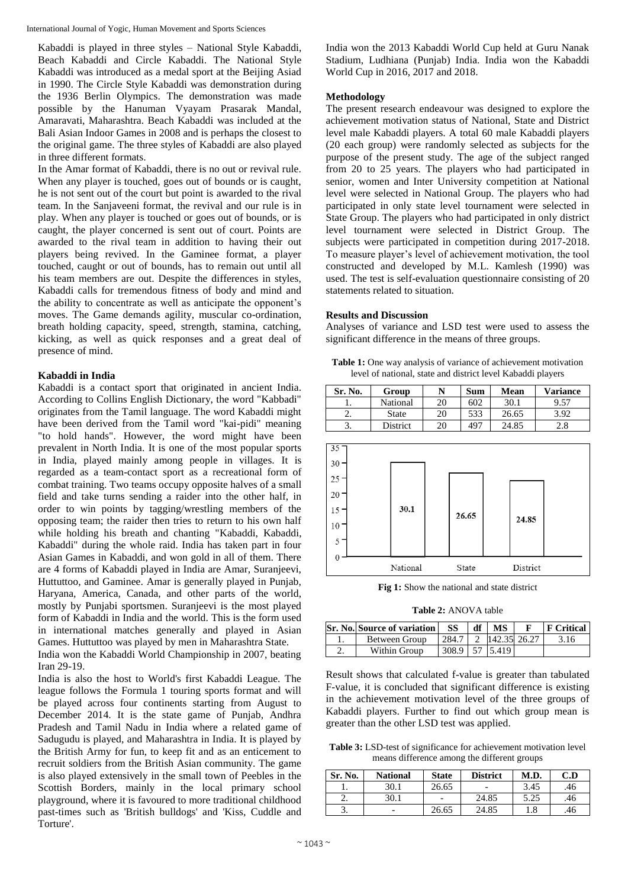Kabaddi is played in three styles – National Style Kabaddi, Beach Kabaddi and Circle Kabaddi. The National Style Kabaddi was introduced as a medal sport at the Beijing Asiad in 1990. The Circle Style Kabaddi was demonstration during the 1936 Berlin Olympics. The demonstration was made possible by the Hanuman Vyayam Prasarak Mandal, Amaravati, Maharashtra. Beach Kabaddi was included at the Bali Asian Indoor Games in 2008 and is perhaps the closest to the original game. The three styles of Kabaddi are also played in three different formats.

In the Amar format of Kabaddi, there is no out or revival rule. When any player is touched, goes out of bounds or is caught, he is not sent out of the court but point is awarded to the rival team. In the Sanjaveeni format, the revival and our rule is in play. When any player is touched or goes out of bounds, or is caught, the player concerned is sent out of court. Points are awarded to the rival team in addition to having their out players being revived. In the Gaminee format, a player touched, caught or out of bounds, has to remain out until all his team members are out. Despite the differences in styles, Kabaddi calls for tremendous fitness of body and mind and the ability to concentrate as well as anticipate the opponent's moves. The Game demands agility, muscular co-ordination, breath holding capacity, speed, strength, stamina, catching, kicking, as well as quick responses and a great deal of presence of mind.

## Kabaddi in India

Kabaddi is a contact sport that originated in ancient India. According to Collins English Dictionary, the word "Kabbadi" originates from the Tamil language. The word Kabaddi might have been derived from the Tamil word "kai-pidi" meaning "to hold hands". However, the word might have been prevalent in North India. It is one of the most popular sports in India, played mainly among people in villages. It is regarded as a team-contact sport as a recreational form of combat training. Two teams occupy opposite halves of a small field and take turns sending a raider into the other half, in order to win points by tagging/wrestling members of the opposing team; the raider then tries to return to his own half while holding his breath and chanting "Kabaddi, Kabaddi, Kabaddi" during the whole raid. India has taken part in four Asian Games in Kabaddi, and won gold in all of them. There are 4 forms of Kabaddi played in India are Amar, Suranjeevi, Huttuttoo, and Gaminee. Amar is generally played in Punjab, Haryana, America, Canada, and other parts of the world, mostly by Punjabi sportsmen. Suranjeevi is the most played form of Kabaddi in India and the world. This is the form used in international matches generally and played in Asian Games. Huttuttoo was played by men in Maharashtra State.

India won the Kabaddi World Championship in 2007, beating Iran 29-19.

India is also the host to World's first Kabaddi League. The league follows the Formula 1 touring sports format and will be played across four continents starting from August to December 2014. It is the state game of Punjab, Andhra Pradesh and Tamil Nadu in India where a related game of Sadugudu is played, and Maharashtra in India. It is played by the British Army for fun, to keep fit and as an enticement to recruit soldiers from the British Asian community. The game is also played extensively in the small town of Peebles in the Scottish Borders, mainly in the local primary school playground, where it is favoured to more traditional childhood past-times such as 'British bulldogs' and 'Kiss, Cuddle and Torture'.

India won the 2013 Kabaddi World Cup held at Guru Nanak Stadium, Ludhiana (Punjab) India. India won the Kabaddi World Cup in 2016, 2017 and 2018.

## Methodology

The present research endeavour was designed to explore the achievement motivation status of National, State and District level male Kabaddi players. A total 60 male Kabaddi players (20 each group) were randomly selected as subjects for the purpose of the present study. The age of the subject ranged from 20 to 25 years. The players who had participated in senior, women and Inter University competition at National level were selected in National Group. The players who had participated in only state level tournament were selected in State Group. The players who had participated in only district level tournament were selected in District Group. The subjects were participated in competition during 2017-2018. To measure player's level of achievement motivation, the tool constructed and developed by M.L. Kamlesh (1990) was used. The test is self-evaluation questionnaire consisting of 20 statements related to situation.

## Results and Discussion

Analyses of variance and LSD test were used to assess the significant difference in the means of three groups.

**Table 1:** One way analysis of variance of achievement motivation level of national, state and district level Kabaddi players

| Sr. No. | Group | N | Sum | Mean | Variance |
|---|---|---|---|---|---|
| 1. | National | 20 | 602 | 30.1 | 9.57 |
| 2. | State | 20 | 533 | 26.65 | 3.92 |
| 3. | District | 20 | 497 | 24.85 | 2.8 |

**Fig 1:** Show the national and state district

**Table 2:** ANOVA table

| Sr. No. | Source of variation | SS | df | MS | F | F Critical |
|---|---|---|---|---|---|---|
| 1. | Between Group | 284.7 | 2 | 142.35 | 26.27 | 3.16 |
| 2. | Within Group | 308.9 | 57 | 5.419 | | |

Result shows that calculated f-value is greater than tabulated F-value, it is concluded that significant difference is existing in the achievement motivation level of the three groups of Kabaddi players. Further to find out which group mean is greater than the other LSD test was applied.

**Table 3:** LSD-test of significance for achievement motivation level means difference among the different groups

| Sr. No. | National | State | District | M.D. | C.D |
|---|---|---|---|---|---|
| 1. | 30.1 | 26.65 | - | 3.45 | .46 |
| 2. | 30.1 | - | 24.85 | 5.25 | .46 |
| 3. | - | 26.65 | 24.85 | 1.8 | .46 |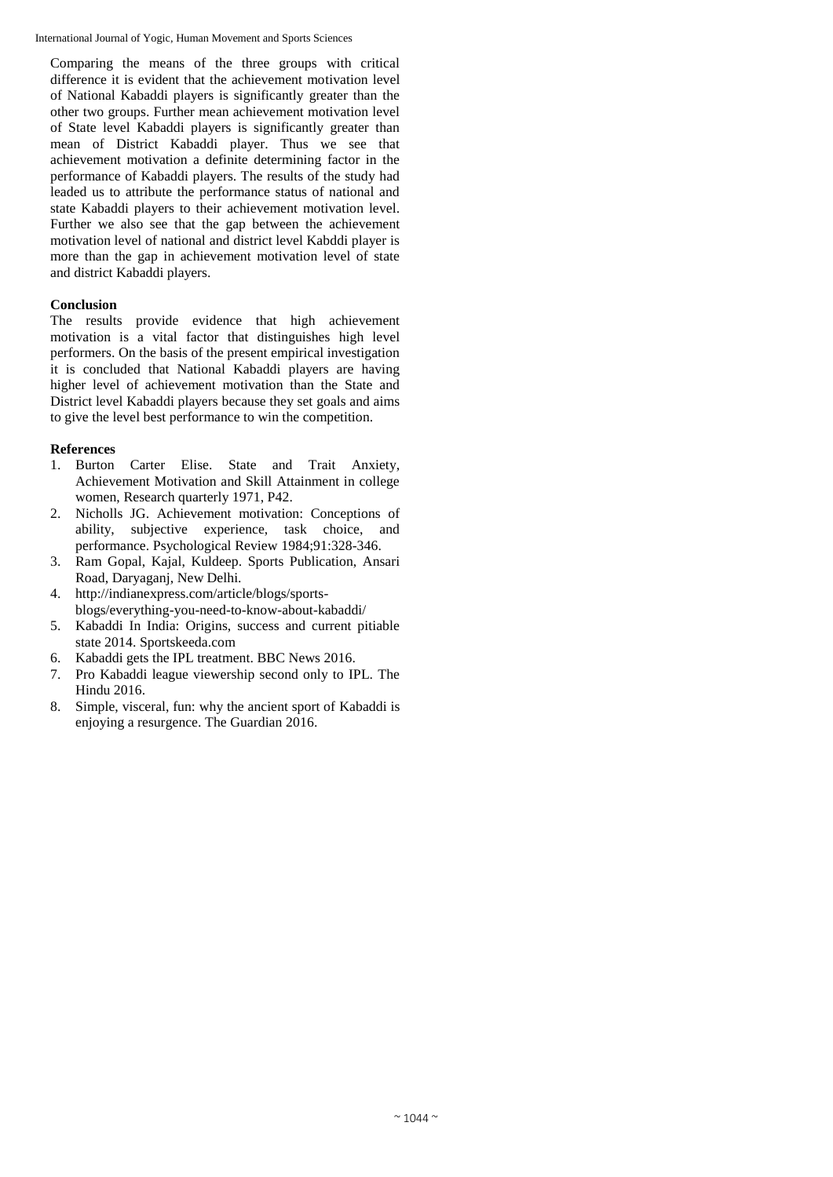Comparing the means of the three groups with critical difference it is evident that the achievement motivation level of National Kabaddi players is significantly greater than the other two groups. Further mean achievement motivation level of State level Kabaddi players is significantly greater than mean of District Kabaddi player. Thus we see that achievement motivation a definite determining factor in the performance of Kabaddi players. The results of the study had leaded us to attribute the performance status of national and state Kabaddi players to their achievement motivation level. Further we also see that the gap between the achievement motivation level of national and district level Kabddi player is more than the gap in achievement motivation level of state and district Kabaddi players.

## Conclusion

The results provide evidence that high achievement motivation is a vital factor that distinguishes high level performers. On the basis of the present empirical investigation it is concluded that National Kabaddi players are having higher level of achievement motivation than the State and District level Kabaddi players because they set goals and aims to give the level best performance to win the competition.

## References

1. Burton Carter Elise. State and Trait Anxiety, Achievement Motivation and Skill Attainment in college women, Research quarterly 1971, P42.
2. Nicholls JG. Achievement motivation: Conceptions of ability, subjective experience, task choice, and performance. Psychological Review 1984;91:328-346.
3. Ram Gopal, Kajal, Kuldeep. Sports Publication, Ansari Road, Daryaganj, New Delhi.
4. http://indianexpress.com/article/blogs/sports-blogs/everything-you-need-to-know-about-kabaddi/
5. Kabaddi In India: Origins, success and current pitiable state 2014. Sportskeeda.com
6. Kabaddi gets the IPL treatment. BBC News 2016.
7. Pro Kabaddi league viewership second only to IPL. The Hindu 2016.
8. Simple, visceral, fun: why the ancient sport of Kabaddi is enjoying a resurgence. The Guardian 2016.